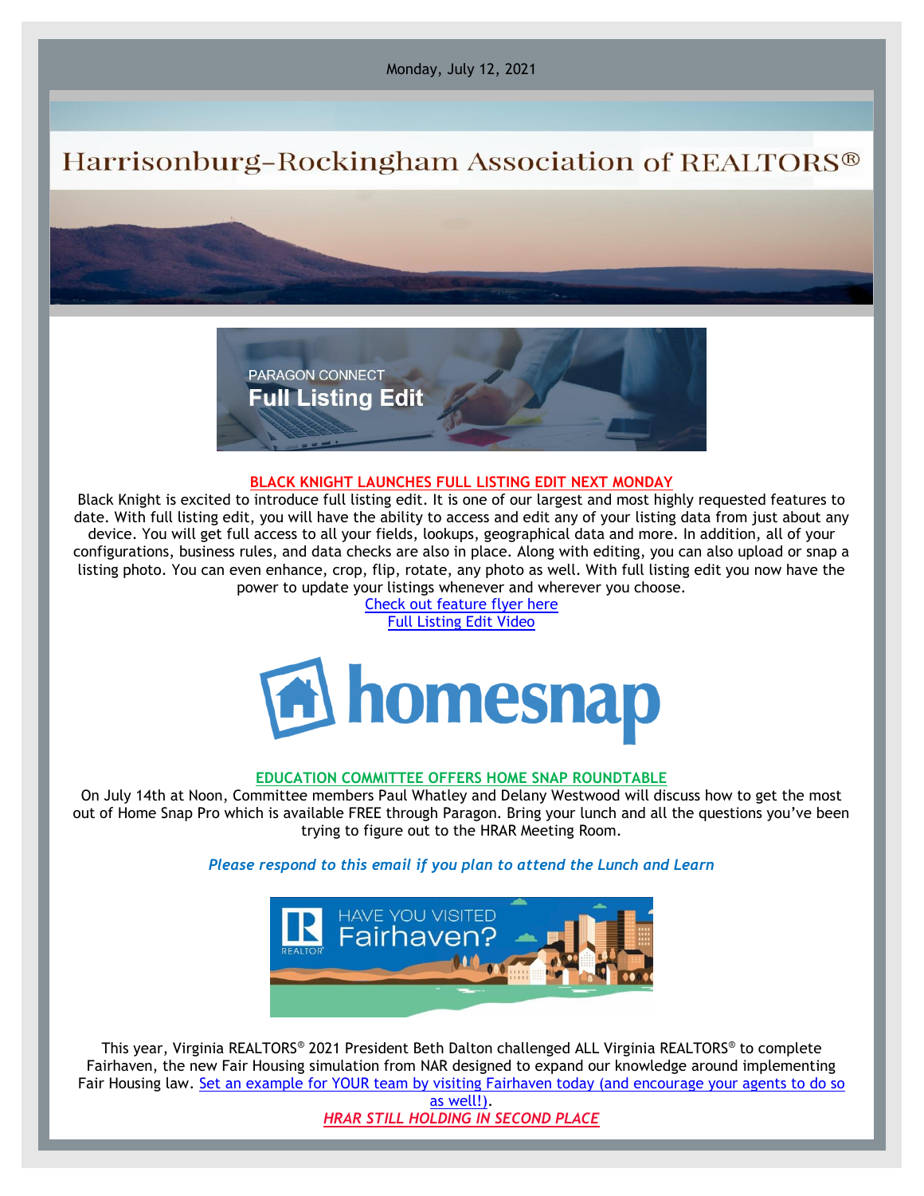Monday, July 12, 2021

# Harrisonburg-Rockingham Association of REALTORS®

PARAGON CONNECT
**Full Listing Edit**

## BLACK KNIGHT LAUNCHES FULL LISTING EDIT NEXT MONDAY

Black Knight is excited to introduce full listing edit. It is one of our largest and most highly requested features to date. With full listing edit, you will have the ability to access and edit any of your listing data from just about any device. You will get full access to all your fields, lookups, geographical data and more. In addition, all of your configurations, business rules, and data checks are also in place. Along with editing, you can also upload or snap a listing photo. You can even enhance, crop, flip, rotate, any photo as well. With full listing edit you now have the power to update your listings whenever and wherever you choose.

[Check out feature flyer here]
[Full Listing Edit Video]

homesnap

## EDUCATION COMMITTEE OFFERS HOME SNAP ROUNDTABLE

On July 14th at Noon, Committee members Paul Whatley and Delany Westwood will discuss how to get the most out of Home Snap Pro which is available FREE through Paragon. Bring your lunch and all the questions you've been trying to figure out to the HRAR Meeting Room.

***Please respond to this email if you plan to attend the Lunch and Learn***

HAVE YOU VISITED Fairhaven?

This year, Virginia REALTORS® 2021 President Beth Dalton challenged ALL Virginia REALTORS® to complete Fairhaven, the new Fair Housing simulation from NAR designed to expand our knowledge around implementing Fair Housing law. [Set an example for YOUR team by visiting Fairhaven today (and encourage your agents to do so as well!)].

***HRAR STILL HOLDING IN SECOND PLACE***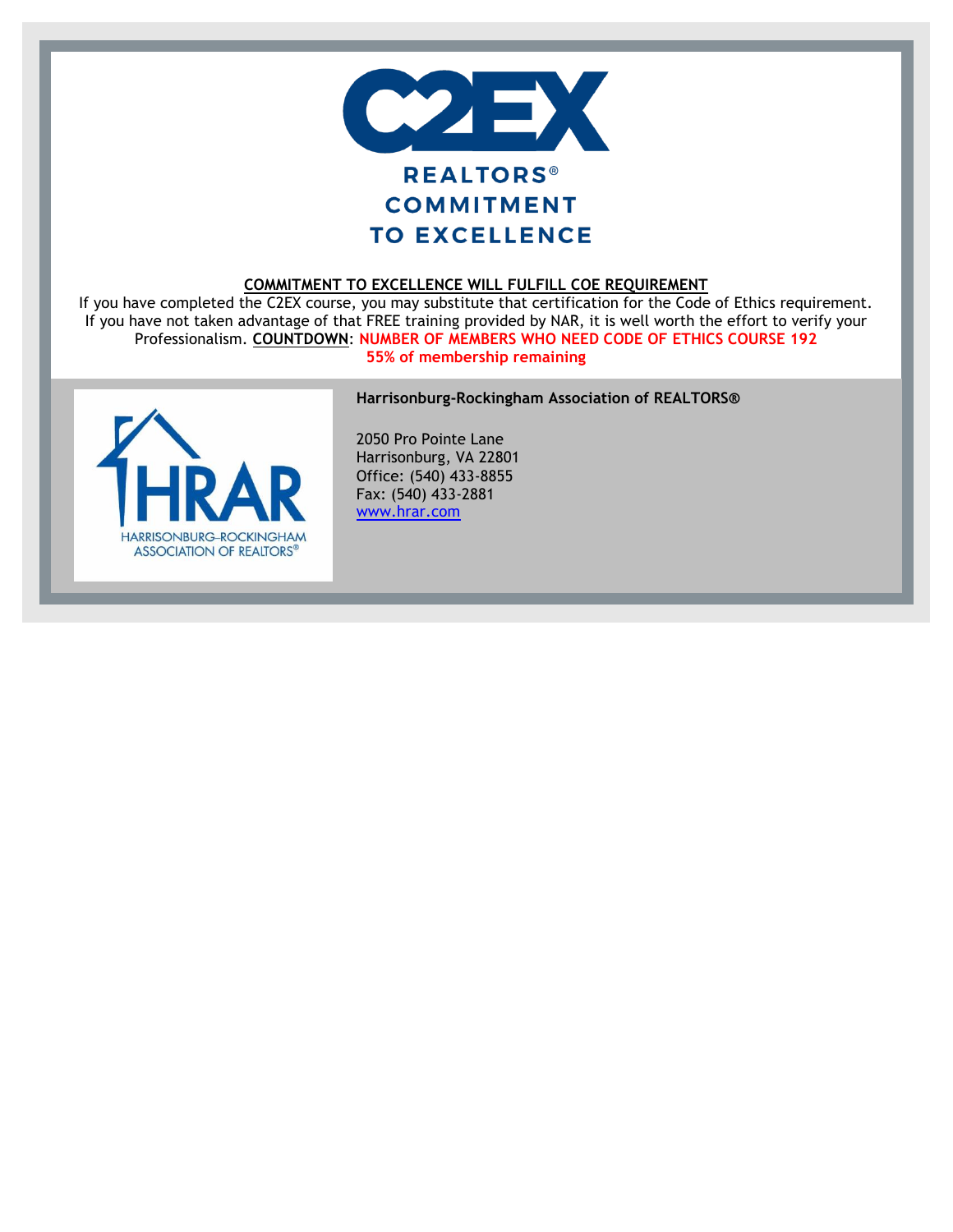**C2EX**

**REALTORS® COMMITMENT TO EXCELLENCE**

**COMMITMENT TO EXCELLENCE WILL FULFILL COE REQUIREMENT**

If you have completed the C2EX course, you may substitute that certification for the Code of Ethics requirement. If you have not taken advantage of that FREE training provided by NAR, it is well worth the effort to verify your Professionalism. **COUNTDOWN**: **NUMBER OF MEMBERS WHO NEED CODE OF ETHICS COURSE 192**
**55% of membership remaining**

HRAR
HARRISONBURG-ROCKINGHAM ASSOCIATION OF REALTORS®

**Harrisonburg-Rockingham Association of REALTORS®**

2050 Pro Pointe Lane
Harrisonburg, VA 22801
Office: (540) 433-8855
Fax: (540) 433-2881
www.hrar.com